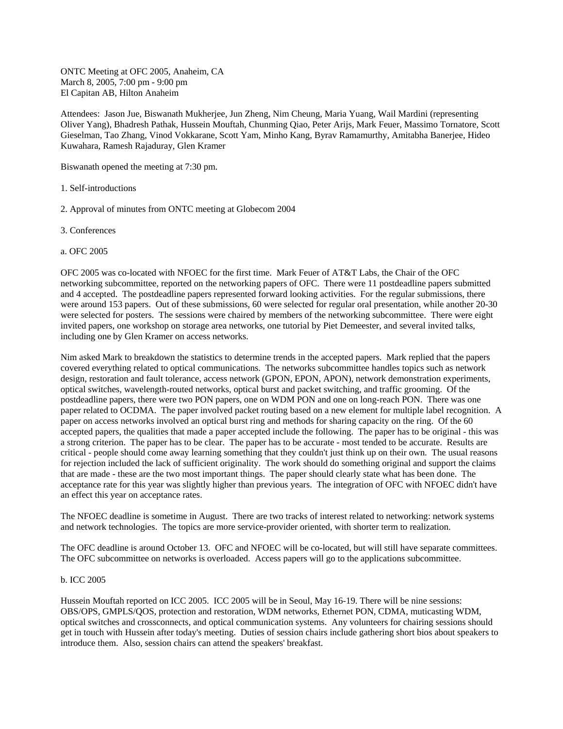ONTC Meeting at OFC 2005, Anaheim, CA
March 8, 2005, 7:00 pm - 9:00 pm
El Capitan AB, Hilton Anaheim

Attendees: Jason Jue, Biswanath Mukherjee, Jun Zheng, Nim Cheung, Maria Yuang, Wail Mardini (representing Oliver Yang), Bhadresh Pathak, Hussein Mouftah, Chunming Qiao, Peter Arijs, Mark Feuer, Massimo Tornatore, Scott Gieselman, Tao Zhang, Vinod Vokkarane, Scott Yam, Minho Kang, Byrav Ramamurthy, Amitabha Banerjee, Hideo Kuwahara, Ramesh Rajaduray, Glen Kramer

Biswanath opened the meeting at 7:30 pm.

1. Self-introductions

2. Approval of minutes from ONTC meeting at Globecom 2004

3. Conferences

a. OFC 2005

OFC 2005 was co-located with NFOEC for the first time. Mark Feuer of AT&T Labs, the Chair of the OFC networking subcommittee, reported on the networking papers of OFC. There were 11 postdeadline papers submitted and 4 accepted. The postdeadline papers represented forward looking activities. For the regular submissions, there were around 153 papers. Out of these submissions, 60 were selected for regular oral presentation, while another 20-30 were selected for posters. The sessions were chaired by members of the networking subcommittee. There were eight invited papers, one workshop on storage area networks, one tutorial by Piet Demeester, and several invited talks, including one by Glen Kramer on access networks.

Nim asked Mark to breakdown the statistics to determine trends in the accepted papers. Mark replied that the papers covered everything related to optical communications. The networks subcommittee handles topics such as network design, restoration and fault tolerance, access network (GPON, EPON, APON), network demonstration experiments, optical switches, wavelength-routed networks, optical burst and packet switching, and traffic grooming. Of the postdeadline papers, there were two PON papers, one on WDM PON and one on long-reach PON. There was one paper related to OCDMA. The paper involved packet routing based on a new element for multiple label recognition. A paper on access networks involved an optical burst ring and methods for sharing capacity on the ring. Of the 60 accepted papers, the qualities that made a paper accepted include the following. The paper has to be original - this was a strong criterion. The paper has to be clear. The paper has to be accurate - most tended to be accurate. Results are critical - people should come away learning something that they couldn't just think up on their own. The usual reasons for rejection included the lack of sufficient originality. The work should do something original and support the claims that are made - these are the two most important things. The paper should clearly state what has been done. The acceptance rate for this year was slightly higher than previous years. The integration of OFC with NFOEC didn't have an effect this year on acceptance rates.

The NFOEC deadline is sometime in August. There are two tracks of interest related to networking: network systems and network technologies. The topics are more service-provider oriented, with shorter term to realization.

The OFC deadline is around October 13. OFC and NFOEC will be co-located, but will still have separate committees. The OFC subcommittee on networks is overloaded. Access papers will go to the applications subcommittee.

b. ICC 2005

Hussein Mouftah reported on ICC 2005. ICC 2005 will be in Seoul, May 16-19. There will be nine sessions: OBS/OPS, GMPLS/QOS, protection and restoration, WDM networks, Ethernet PON, CDMA, muticasting WDM, optical switches and crossconnects, and optical communication systems. Any volunteers for chairing sessions should get in touch with Hussein after today's meeting. Duties of session chairs include gathering short bios about speakers to introduce them. Also, session chairs can attend the speakers' breakfast.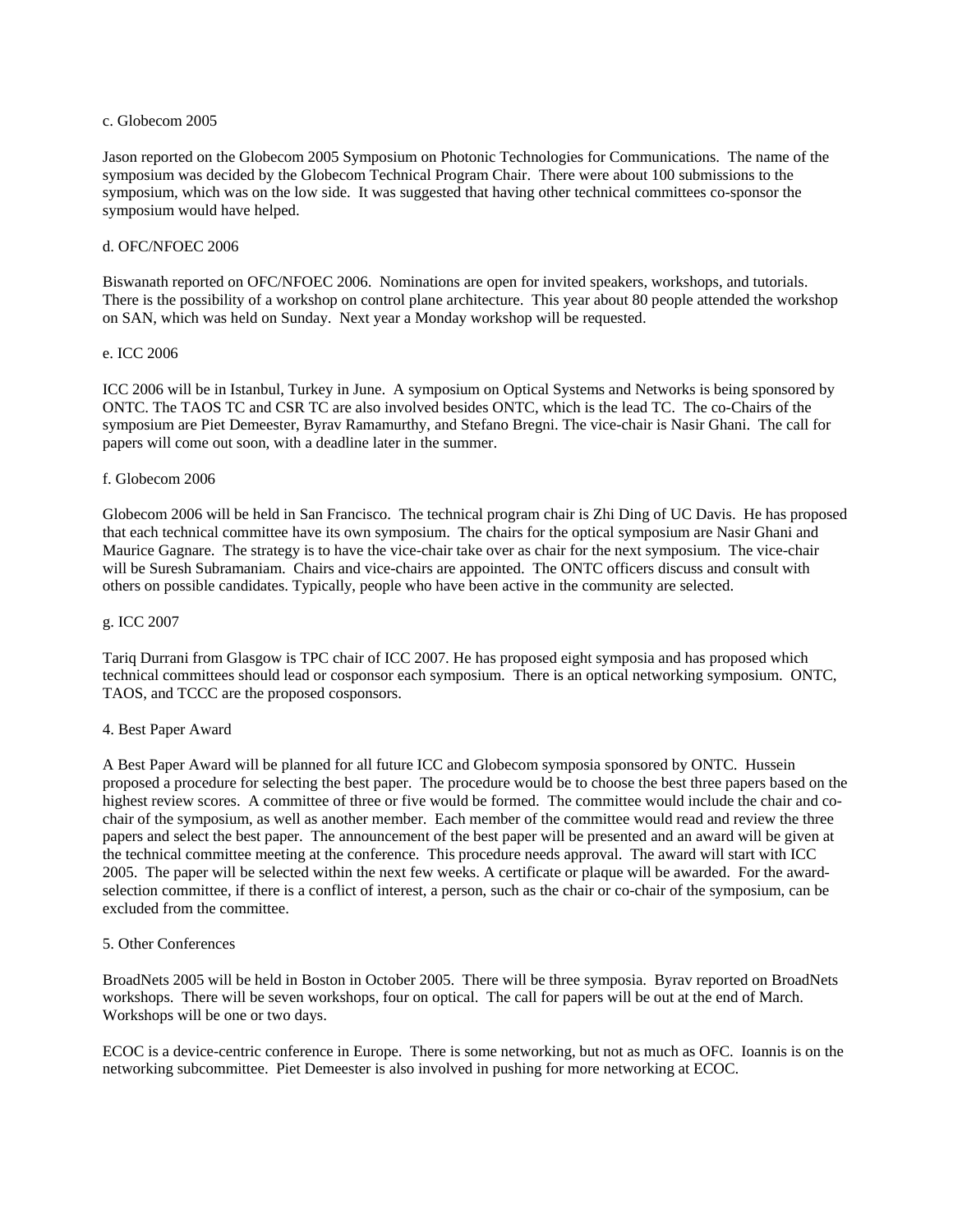c. Globecom 2005

Jason reported on the Globecom 2005 Symposium on Photonic Technologies for Communications. The name of the symposium was decided by the Globecom Technical Program Chair. There were about 100 submissions to the symposium, which was on the low side. It was suggested that having other technical committees co-sponsor the symposium would have helped.

d. OFC/NFOEC 2006

Biswanath reported on OFC/NFOEC 2006. Nominations are open for invited speakers, workshops, and tutorials. There is the possibility of a workshop on control plane architecture. This year about 80 people attended the workshop on SAN, which was held on Sunday. Next year a Monday workshop will be requested.

e. ICC 2006

ICC 2006 will be in Istanbul, Turkey in June. A symposium on Optical Systems and Networks is being sponsored by ONTC. The TAOS TC and CSR TC are also involved besides ONTC, which is the lead TC. The co-Chairs of the symposium are Piet Demeester, Byrav Ramamurthy, and Stefano Bregni. The vice-chair is Nasir Ghani. The call for papers will come out soon, with a deadline later in the summer.

f. Globecom 2006

Globecom 2006 will be held in San Francisco. The technical program chair is Zhi Ding of UC Davis. He has proposed that each technical committee have its own symposium. The chairs for the optical symposium are Nasir Ghani and Maurice Gagnare. The strategy is to have the vice-chair take over as chair for the next symposium. The vice-chair will be Suresh Subramaniam. Chairs and vice-chairs are appointed. The ONTC officers discuss and consult with others on possible candidates. Typically, people who have been active in the community are selected.

g. ICC 2007

Tariq Durrani from Glasgow is TPC chair of ICC 2007. He has proposed eight symposia and has proposed which technical committees should lead or cosponsor each symposium. There is an optical networking symposium. ONTC, TAOS, and TCCC are the proposed cosponsors.

4. Best Paper Award

A Best Paper Award will be planned for all future ICC and Globecom symposia sponsored by ONTC. Hussein proposed a procedure for selecting the best paper. The procedure would be to choose the best three papers based on the highest review scores. A committee of three or five would be formed. The committee would include the chair and co-chair of the symposium, as well as another member. Each member of the committee would read and review the three papers and select the best paper. The announcement of the best paper will be presented and an award will be given at the technical committee meeting at the conference. This procedure needs approval. The award will start with ICC 2005. The paper will be selected within the next few weeks. A certificate or plaque will be awarded. For the award-selection committee, if there is a conflict of interest, a person, such as the chair or co-chair of the symposium, can be excluded from the committee.

5. Other Conferences

BroadNets 2005 will be held in Boston in October 2005. There will be three symposia. Byrav reported on BroadNets workshops. There will be seven workshops, four on optical. The call for papers will be out at the end of March. Workshops will be one or two days.

ECOC is a device-centric conference in Europe. There is some networking, but not as much as OFC. Ioannis is on the networking subcommittee. Piet Demeester is also involved in pushing for more networking at ECOC.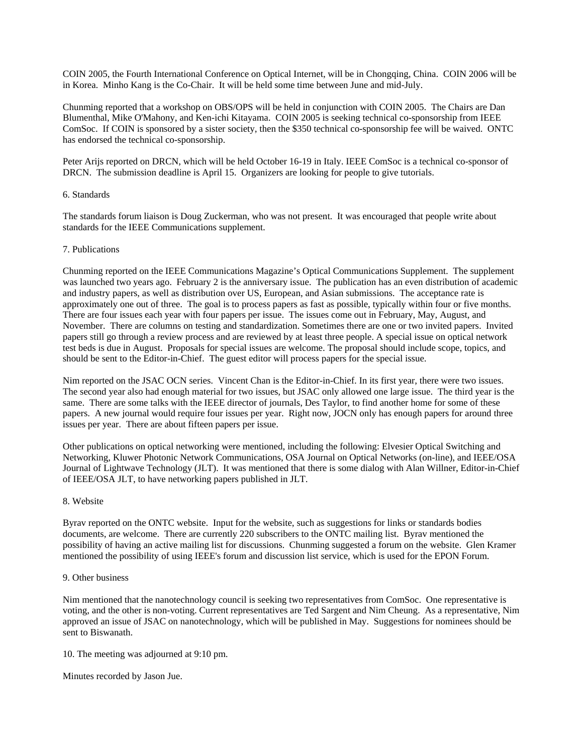COIN 2005, the Fourth International Conference on Optical Internet, will be in Chongqing, China. COIN 2006 will be in Korea. Minho Kang is the Co-Chair. It will be held some time between June and mid-July.

Chunming reported that a workshop on OBS/OPS will be held in conjunction with COIN 2005. The Chairs are Dan Blumenthal, Mike O'Mahony, and Ken-ichi Kitayama. COIN 2005 is seeking technical co-sponsorship from IEEE ComSoc. If COIN is sponsored by a sister society, then the $350 technical co-sponsorship fee will be waived. ONTC has endorsed the technical co-sponsorship.

Peter Arijs reported on DRCN, which will be held October 16-19 in Italy. IEEE ComSoc is a technical co-sponsor of DRCN. The submission deadline is April 15. Organizers are looking for people to give tutorials.

6. Standards

The standards forum liaison is Doug Zuckerman, who was not present. It was encouraged that people write about standards for the IEEE Communications supplement.

7. Publications

Chunming reported on the IEEE Communications Magazine's Optical Communications Supplement. The supplement was launched two years ago. February 2 is the anniversary issue. The publication has an even distribution of academic and industry papers, as well as distribution over US, European, and Asian submissions. The acceptance rate is approximately one out of three. The goal is to process papers as fast as possible, typically within four or five months. There are four issues each year with four papers per issue. The issues come out in February, May, August, and November. There are columns on testing and standardization. Sometimes there are one or two invited papers. Invited papers still go through a review process and are reviewed by at least three people. A special issue on optical network test beds is due in August. Proposals for special issues are welcome. The proposal should include scope, topics, and should be sent to the Editor-in-Chief. The guest editor will process papers for the special issue.

Nim reported on the JSAC OCN series. Vincent Chan is the Editor-in-Chief. In its first year, there were two issues. The second year also had enough material for two issues, but JSAC only allowed one large issue. The third year is the same. There are some talks with the IEEE director of journals, Des Taylor, to find another home for some of these papers. A new journal would require four issues per year. Right now, JOCN only has enough papers for around three issues per year. There are about fifteen papers per issue.

Other publications on optical networking were mentioned, including the following: Elvesier Optical Switching and Networking, Kluwer Photonic Network Communications, OSA Journal on Optical Networks (on-line), and IEEE/OSA Journal of Lightwave Technology (JLT). It was mentioned that there is some dialog with Alan Willner, Editor-in-Chief of IEEE/OSA JLT, to have networking papers published in JLT.

8. Website

Byrav reported on the ONTC website. Input for the website, such as suggestions for links or standards bodies documents, are welcome. There are currently 220 subscribers to the ONTC mailing list. Byrav mentioned the possibility of having an active mailing list for discussions. Chunming suggested a forum on the website. Glen Kramer mentioned the possibility of using IEEE's forum and discussion list service, which is used for the EPON Forum.

9. Other business

Nim mentioned that the nanotechnology council is seeking two representatives from ComSoc. One representative is voting, and the other is non-voting. Current representatives are Ted Sargent and Nim Cheung. As a representative, Nim approved an issue of JSAC on nanotechnology, which will be published in May. Suggestions for nominees should be sent to Biswanath.

10. The meeting was adjourned at 9:10 pm.

Minutes recorded by Jason Jue.